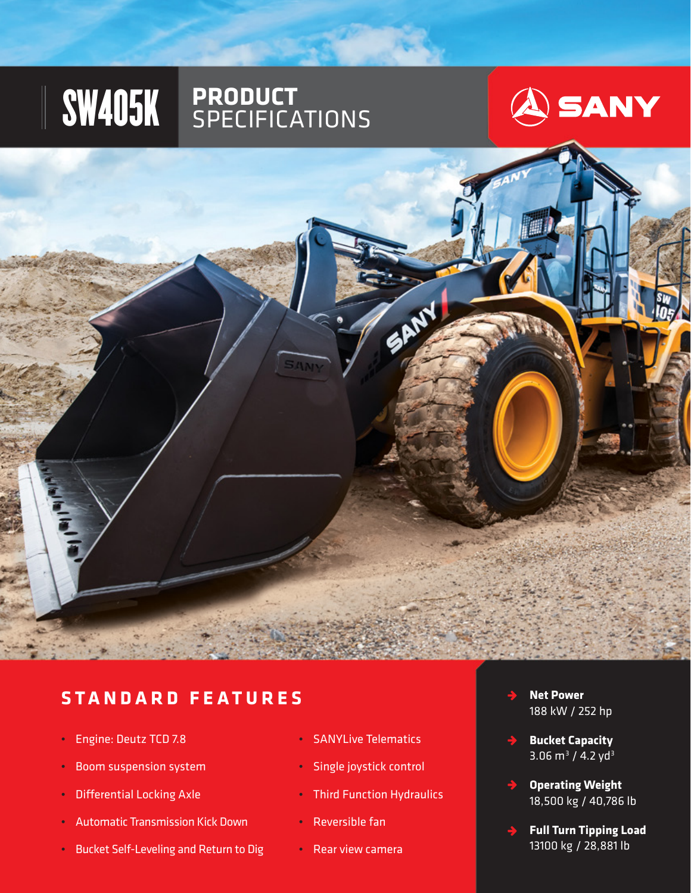# SW405K PRODUCT SPECIFICATIONS

SANY

## STANDARD FEATURES

- Engine: Deutz TCD 7.8
- Boom suspension system
- Differential Locking Axle
- Automatic Transmission Kick Down
- Bucket Self-Leveling and Return to Dig
- SANYLive Telematics
- Single joystick control
- Third Function Hydraulics
- Reversible fan
- Rear view camera

**Net Power**
188 kW / 252 hp

**Bucket Capacity**
3.06 $m^3$ / 4.2 $yd^3$

**Operating Weight**
18,500 kg / 40,786 lb

**Full Turn Tipping Load**
13100 kg / 28,881 lb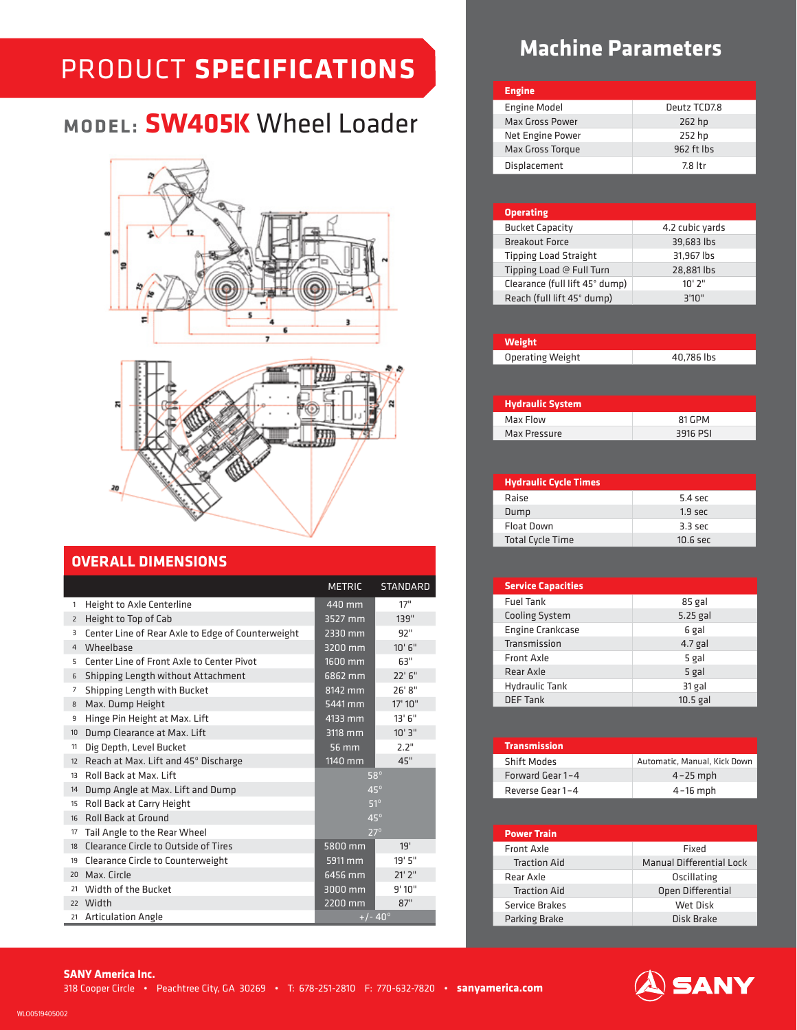# PRODUCT **SPECIFICATIONS**

## MODEL: SW405K Wheel Loader

1 2 3 4 5 6 7 8 9 10 11 12 13 14 15 16 17 18 19 20 21 22

## OVERALL DIMENSIONS

| | | METRIC | STANDARD |
|---|---|---|---|
| 1 | Height to Axle Centerline | 440 mm | 17" |
| 2 | Height to Top of Cab | 3527 mm | 139" |
| 3 | Center Line of Rear Axle to Edge of Counterweight | 2330 mm | 92" |
| 4 | Wheelbase | 3200 mm | 10' 6" |
| 5 | Center Line of Front Axle to Center Pivot | 1600 mm | 63" |
| 6 | Shipping Length without Attachment | 6862 mm | 22' 6" |
| 7 | Shipping Length with Bucket | 8142 mm | 26' 8" |
| 8 | Max. Dump Height | 5441 mm | 17' 10" |
| 9 | Hinge Pin Height at Max. Lift | 4133 mm | 13' 6" |
| 10 | Dump Clearance at Max. Lift | 3118 mm | 10' 3" |
| 11 | Dig Depth, Level Bucket | 56 mm | 2.2" |
| 12 | Reach at Max. Lift and 45° Discharge | 1140 mm | 45" |
| 13 | Roll Back at Max. Lift | 58° | |
| 14 | Dump Angle at Max. Lift and Dump | 45° | |
| 15 | Roll Back at Carry Height | 51° | |
| 16 | Roll Back at Ground | 45° | |
| 17 | Tail Angle to the Rear Wheel | 27° | |
| 18 | Clearance Circle to Outside of Tires | 5800 mm | 19' |
| 19 | Clearance Circle to Counterweight | 5911 mm | 19' 5" |
| 20 | Max. Circle | 6456 mm | 21' 2" |
| 21 | Width of the Bucket | 3000 mm | 9' 10" |
| 22 | Width | 2200 mm | 87" |
| 21 | Articulation Angle | +/- 40° | |

## Machine Parameters

| Engine | |
|---|---|
| Engine Model | Deutz TCD7.8 |
| Max Gross Power | 262 hp |
| Net Engine Power | 252 hp |
| Max Gross Torque | 962 ft lbs |
| Displacement | 7.8 ltr |

| Operating | |
|---|---|
| Bucket Capacity | 4.2 cubic yards |
| Breakout Force | 39,683 lbs |
| Tipping Load Straight | 31,967 lbs |
| Tipping Load @ Full Turn | 28,881 lbs |
| Clearance (full lift 45° dump) | 10' 2" |
| Reach (full lift 45° dump) | 3'10" |

| Weight | |
|---|---|
| Operating Weight | 40,786 lbs |

| Hydraulic System | |
|---|---|
| Max Flow | 81 GPM |
| Max Pressure | 3916 PSI |

| Hydraulic Cycle Times | |
|---|---|
| Raise | 5.4 sec |
| Dump | 1.9 sec |
| Float Down | 3.3 sec |
| Total Cycle Time | 10.6 sec |

| Service Capacities | |
|---|---|
| Fuel Tank | 85 gal |
| Cooling System | 5.25 gal |
| Engine Crankcase | 6 gal |
| Transmission | 4.7 gal |
| Front Axle | 5 gal |
| Rear Axle | 5 gal |
| Hydraulic Tank | 31 gal |
| DEF Tank | 10.5 gal |

| Transmission | |
|---|---|
| Shift Modes | Automatic, Manual, Kick Down |
| Forward Gear 1-4 | 4-25 mph |
| Reverse Gear 1-4 | 4-16 mph |

| Power Train | |
|---|---|
| Front Axle | Fixed |
| Traction Aid | Manual Differential Lock |
| Rear Axle | Oscillating |
| Traction Aid | Open Differential |
| Service Brakes | Wet Disk |
| Parking Brake | Disk Brake |

**SANY America Inc.**
318 Cooper Circle • Peachtree City, GA 30269 • T: 678-251-2810 F: 770-632-7820 • **sanyamerica.com**

SANY

WL00519405002